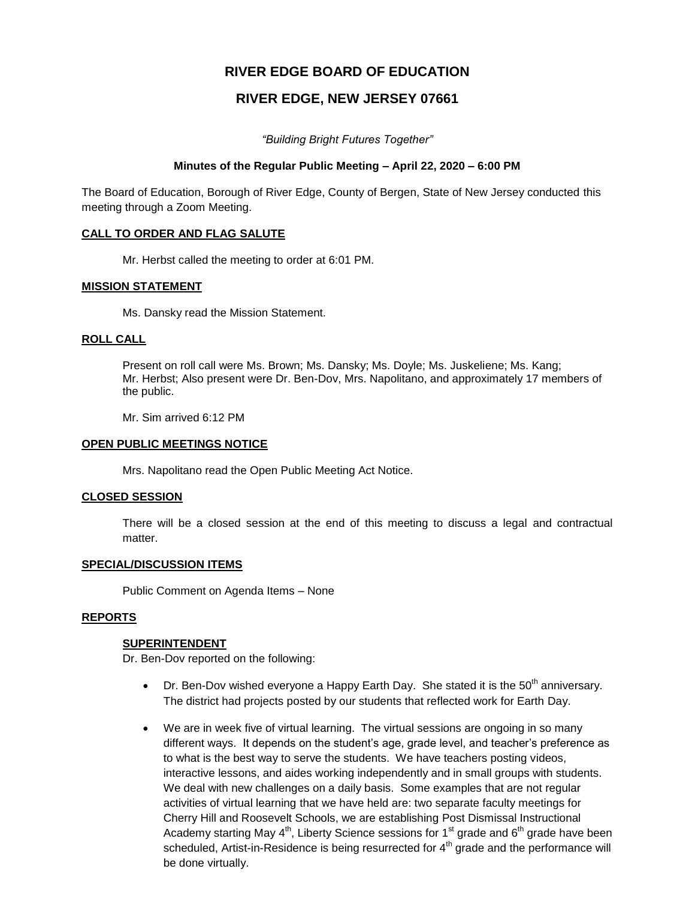# RIVER EDGE BOARD OF EDUCATION

## RIVER EDGE, NEW JERSEY 07661

*"Building Bright Futures Together"*

**Minutes of the Regular Public Meeting – April 22, 2020 – 6:00 PM**

The Board of Education, Borough of River Edge, County of Bergen, State of New Jersey conducted this meeting through a Zoom Meeting.

**CALL TO ORDER AND FLAG SALUTE**

Mr. Herbst called the meeting to order at 6:01 PM.

**MISSION STATEMENT**

Ms. Dansky read the Mission Statement.

**ROLL CALL**

Present on roll call were Ms. Brown; Ms. Dansky; Ms. Doyle; Ms. Juskeliene; Ms. Kang; Mr. Herbst; Also present were Dr. Ben-Dov, Mrs. Napolitano, and approximately 17 members of the public.

Mr. Sim arrived 6:12 PM

**OPEN PUBLIC MEETINGS NOTICE**

Mrs. Napolitano read the Open Public Meeting Act Notice.

**CLOSED SESSION**

There will be a closed session at the end of this meeting to discuss a legal and contractual matter.

**SPECIAL/DISCUSSION ITEMS**

Public Comment on Agenda Items – None

**REPORTS**

**SUPERINTENDENT**

Dr. Ben-Dov reported on the following:

- Dr. Ben-Dov wished everyone a Happy Earth Day. She stated it is the 50th anniversary. The district had projects posted by our students that reflected work for Earth Day.
- We are in week five of virtual learning. The virtual sessions are ongoing in so many different ways. It depends on the student's age, grade level, and teacher's preference as to what is the best way to serve the students. We have teachers posting videos, interactive lessons, and aides working independently and in small groups with students. We deal with new challenges on a daily basis. Some examples that are not regular activities of virtual learning that we have held are: two separate faculty meetings for Cherry Hill and Roosevelt Schools, we are establishing Post Dismissal Instructional Academy starting May 4th, Liberty Science sessions for 1st grade and 6th grade have been scheduled, Artist-in-Residence is being resurrected for 4th grade and the performance will be done virtually.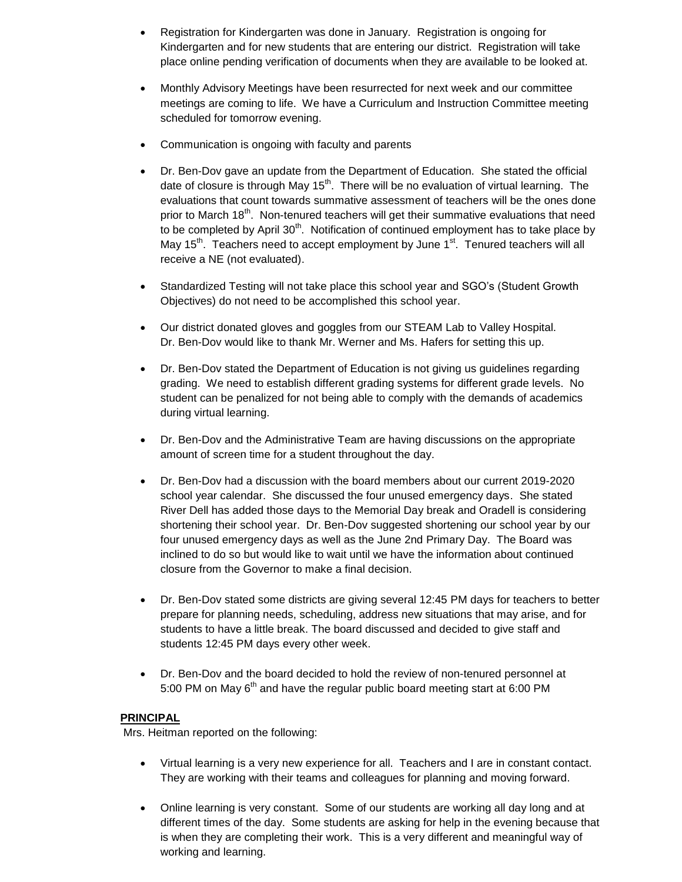- Registration for Kindergarten was done in January. Registration is ongoing for Kindergarten and for new students that are entering our district. Registration will take place online pending verification of documents when they are available to be looked at.

- Monthly Advisory Meetings have been resurrected for next week and our committee meetings are coming to life. We have a Curriculum and Instruction Committee meeting scheduled for tomorrow evening.

- Communication is ongoing with faculty and parents

- Dr. Ben-Dov gave an update from the Department of Education. She stated the official date of closure is through May 15th. There will be no evaluation of virtual learning. The evaluations that count towards summative assessment of teachers will be the ones done prior to March 18th. Non-tenured teachers will get their summative evaluations that need to be completed by April 30th. Notification of continued employment has to take place by May 15th. Teachers need to accept employment by June 1st. Tenured teachers will all receive a NE (not evaluated).

- Standardized Testing will not take place this school year and SGO's (Student Growth Objectives) do not need to be accomplished this school year.

- Our district donated gloves and goggles from our STEAM Lab to Valley Hospital. Dr. Ben-Dov would like to thank Mr. Werner and Ms. Hafers for setting this up.

- Dr. Ben-Dov stated the Department of Education is not giving us guidelines regarding grading. We need to establish different grading systems for different grade levels. No student can be penalized for not being able to comply with the demands of academics during virtual learning.

- Dr. Ben-Dov and the Administrative Team are having discussions on the appropriate amount of screen time for a student throughout the day.

- Dr. Ben-Dov had a discussion with the board members about our current 2019-2020 school year calendar. She discussed the four unused emergency days. She stated River Dell has added those days to the Memorial Day break and Oradell is considering shortening their school year. Dr. Ben-Dov suggested shortening our school year by our four unused emergency days as well as the June 2nd Primary Day. The Board was inclined to do so but would like to wait until we have the information about continued closure from the Governor to make a final decision.

- Dr. Ben-Dov stated some districts are giving several 12:45 PM days for teachers to better prepare for planning needs, scheduling, address new situations that may arise, and for students to have a little break. The board discussed and decided to give staff and students 12:45 PM days every other week.

- Dr. Ben-Dov and the board decided to hold the review of non-tenured personnel at 5:00 PM on May 6th and have the regular public board meeting start at 6:00 PM

**PRINCIPAL**

Mrs. Heitman reported on the following:

- Virtual learning is a very new experience for all. Teachers and I are in constant contact. They are working with their teams and colleagues for planning and moving forward.

- Online learning is very constant. Some of our students are working all day long and at different times of the day. Some students are asking for help in the evening because that is when they are completing their work. This is a very different and meaningful way of working and learning.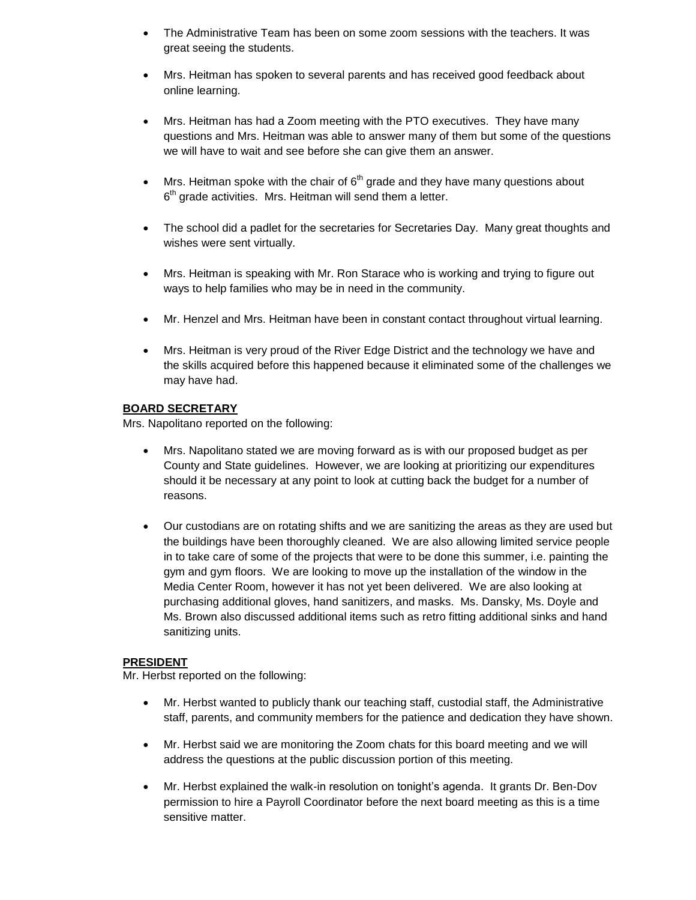- The Administrative Team has been on some zoom sessions with the teachers. It was great seeing the students.

- Mrs. Heitman has spoken to several parents and has received good feedback about online learning.

- Mrs. Heitman has had a Zoom meeting with the PTO executives. They have many questions and Mrs. Heitman was able to answer many of them but some of the questions we will have to wait and see before she can give them an answer.

- Mrs. Heitman spoke with the chair of 6th grade and they have many questions about 6th grade activities. Mrs. Heitman will send them a letter.

- The school did a padlet for the secretaries for Secretaries Day. Many great thoughts and wishes were sent virtually.

- Mrs. Heitman is speaking with Mr. Ron Starace who is working and trying to figure out ways to help families who may be in need in the community.

- Mr. Henzel and Mrs. Heitman have been in constant contact throughout virtual learning.

- Mrs. Heitman is very proud of the River Edge District and the technology we have and the skills acquired before this happened because it eliminated some of the challenges we may have had.

**BOARD SECRETARY**

Mrs. Napolitano reported on the following:

- Mrs. Napolitano stated we are moving forward as is with our proposed budget as per County and State guidelines. However, we are looking at prioritizing our expenditures should it be necessary at any point to look at cutting back the budget for a number of reasons.

- Our custodians are on rotating shifts and we are sanitizing the areas as they are used but the buildings have been thoroughly cleaned. We are also allowing limited service people in to take care of some of the projects that were to be done this summer, i.e. painting the gym and gym floors. We are looking to move up the installation of the window in the Media Center Room, however it has not yet been delivered. We are also looking at purchasing additional gloves, hand sanitizers, and masks. Ms. Dansky, Ms. Doyle and Ms. Brown also discussed additional items such as retro fitting additional sinks and hand sanitizing units.

**PRESIDENT**

Mr. Herbst reported on the following:

- Mr. Herbst wanted to publicly thank our teaching staff, custodial staff, the Administrative staff, parents, and community members for the patience and dedication they have shown.

- Mr. Herbst said we are monitoring the Zoom chats for this board meeting and we will address the questions at the public discussion portion of this meeting.

- Mr. Herbst explained the walk-in resolution on tonight's agenda. It grants Dr. Ben-Dov permission to hire a Payroll Coordinator before the next board meeting as this is a time sensitive matter.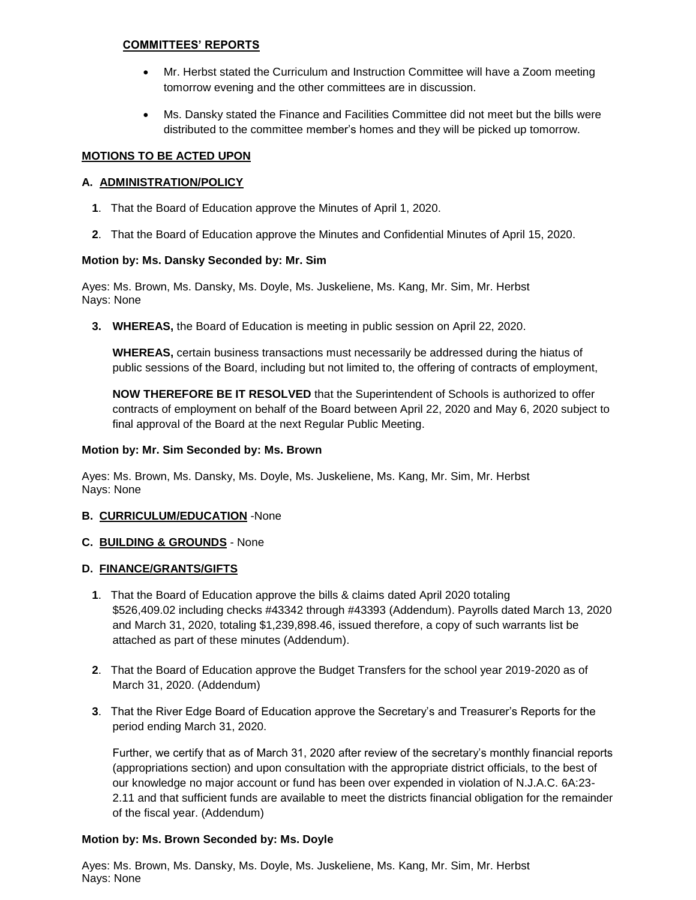**COMMITTEES' REPORTS**

- Mr. Herbst stated the Curriculum and Instruction Committee will have a Zoom meeting tomorrow evening and the other committees are in discussion.
- Ms. Dansky stated the Finance and Facilities Committee did not meet but the bills were distributed to the committee member's homes and they will be picked up tomorrow.

**MOTIONS TO BE ACTED UPON**

**A. ADMINISTRATION/POLICY**

**1**. That the Board of Education approve the Minutes of April 1, 2020.

**2**. That the Board of Education approve the Minutes and Confidential Minutes of April 15, 2020.

**Motion by: Ms. Dansky Seconded by: Mr. Sim**

Ayes: Ms. Brown, Ms. Dansky, Ms. Doyle, Ms. Juskeliene, Ms. Kang, Mr. Sim, Mr. Herbst
Nays: None

**3. WHEREAS,** the Board of Education is meeting in public session on April 22, 2020.

**WHEREAS,** certain business transactions must necessarily be addressed during the hiatus of public sessions of the Board, including but not limited to, the offering of contracts of employment,

**NOW THEREFORE BE IT RESOLVED** that the Superintendent of Schools is authorized to offer contracts of employment on behalf of the Board between April 22, 2020 and May 6, 2020 subject to final approval of the Board at the next Regular Public Meeting.

**Motion by: Mr. Sim Seconded by: Ms. Brown**

Ayes: Ms. Brown, Ms. Dansky, Ms. Doyle, Ms. Juskeliene, Ms. Kang, Mr. Sim, Mr. Herbst
Nays: None

**B. CURRICULUM/EDUCATION** -None

**C. BUILDING & GROUNDS** - None

**D. FINANCE/GRANTS/GIFTS**

**1**. That the Board of Education approve the bills & claims dated April 2020 totaling $526,409.02 including checks #43342 through #43393 (Addendum). Payrolls dated March 13, 2020 and March 31, 2020, totaling $1,239,898.46, issued therefore, a copy of such warrants list be attached as part of these minutes (Addendum).

**2**. That the Board of Education approve the Budget Transfers for the school year 2019-2020 as of March 31, 2020. (Addendum)

**3**. That the River Edge Board of Education approve the Secretary's and Treasurer's Reports for the period ending March 31, 2020.

Further, we certify that as of March 31, 2020 after review of the secretary's monthly financial reports (appropriations section) and upon consultation with the appropriate district officials, to the best of our knowledge no major account or fund has been over expended in violation of N.J.A.C. 6A:23-2.11 and that sufficient funds are available to meet the districts financial obligation for the remainder of the fiscal year. (Addendum)

**Motion by: Ms. Brown Seconded by: Ms. Doyle**

Ayes: Ms. Brown, Ms. Dansky, Ms. Doyle, Ms. Juskeliene, Ms. Kang, Mr. Sim, Mr. Herbst
Nays: None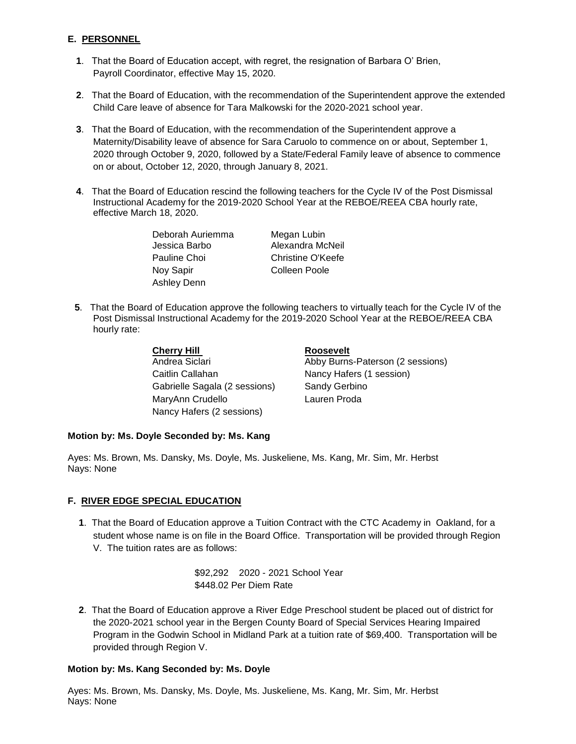## E. PERSONNEL

**1**. That the Board of Education accept, with regret, the resignation of Barbara O' Brien, Payroll Coordinator, effective May 15, 2020.

**2**. That the Board of Education, with the recommendation of the Superintendent approve the extended Child Care leave of absence for Tara Malkowski for the 2020-2021 school year.

**3**. That the Board of Education, with the recommendation of the Superintendent approve a Maternity/Disability leave of absence for Sara Caruolo to commence on or about, September 1, 2020 through October 9, 2020, followed by a State/Federal Family leave of absence to commence on or about, October 12, 2020, through January 8, 2021.

**4**. That the Board of Education rescind the following teachers for the Cycle IV of the Post Dismissal Instructional Academy for the 2019-2020 School Year at the REBOE/REEA CBA hourly rate, effective March 18, 2020.

Deborah Auriemma
Jessica Barbo
Pauline Choi
Noy Sapir
Ashley Denn
Megan Lubin
Alexandra McNeil
Christine O'Keefe
Colleen Poole

**5**. That the Board of Education approve the following teachers to virtually teach for the Cycle IV of the Post Dismissal Instructional Academy for the 2019-2020 School Year at the REBOE/REEA CBA hourly rate:

| **Cherry Hill** | **Roosevelt** |
|---|---|
| Andrea Siclari | Abby Burns-Paterson (2 sessions) |
| Caitlin Callahan | Nancy Hafers (1 session) |
| Gabrielle Sagala (2 sessions) | Sandy Gerbino |
| MaryAnn Crudello | Lauren Proda |
| Nancy Hafers (2 sessions) | |

**Motion by: Ms. Doyle Seconded by: Ms. Kang**

Ayes: Ms. Brown, Ms. Dansky, Ms. Doyle, Ms. Juskeliene, Ms. Kang, Mr. Sim, Mr. Herbst
Nays: None

## F. RIVER EDGE SPECIAL EDUCATION

**1**. That the Board of Education approve a Tuition Contract with the CTC Academy in Oakland, for a student whose name is on file in the Board Office. Transportation will be provided through Region V. The tuition rates are as follows:

$92,292 2020 - 2021 School Year
$448.02 Per Diem Rate

**2**. That the Board of Education approve a River Edge Preschool student be placed out of district for the 2020-2021 school year in the Bergen County Board of Special Services Hearing Impaired Program in the Godwin School in Midland Park at a tuition rate of $69,400. Transportation will be provided through Region V.

**Motion by: Ms. Kang Seconded by: Ms. Doyle**

Ayes: Ms. Brown, Ms. Dansky, Ms. Doyle, Ms. Juskeliene, Ms. Kang, Mr. Sim, Mr. Herbst
Nays: None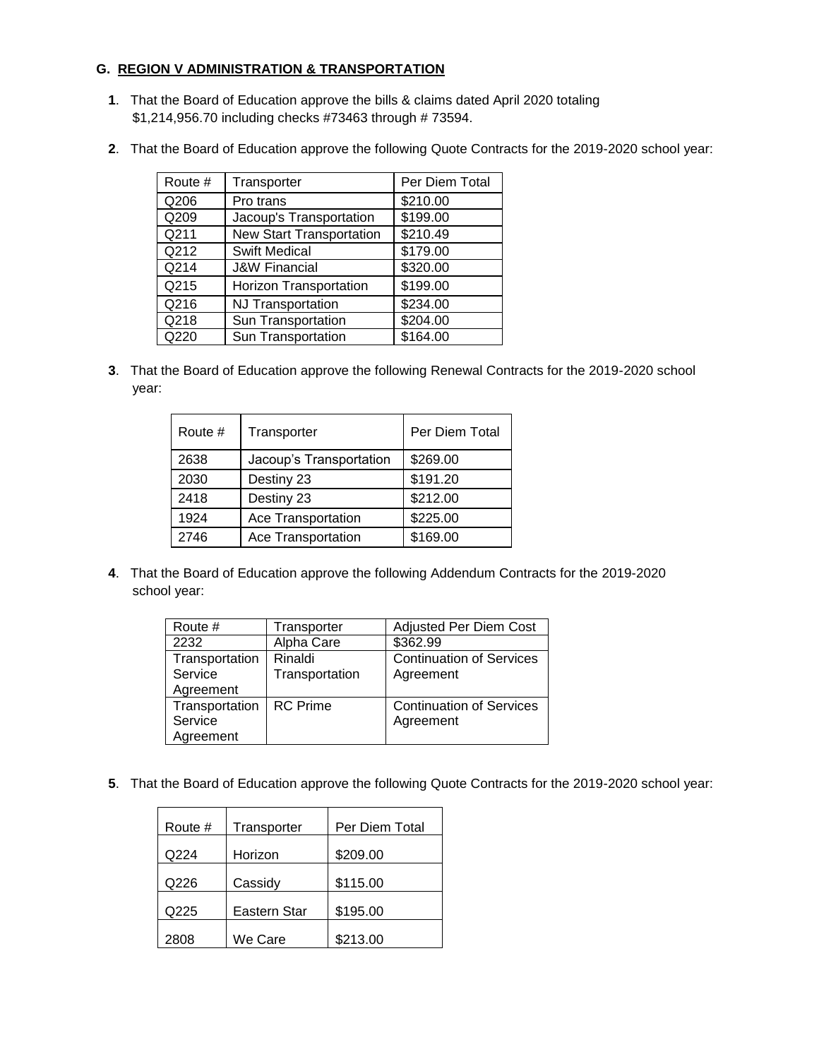### G. <u>REGION V ADMINISTRATION & TRANSPORTATION</u>

**1**. That the Board of Education approve the bills & claims dated April 2020 totaling $1,214,956.70 including checks #73463 through # 73594.

**2**. That the Board of Education approve the following Quote Contracts for the 2019-2020 school year:

| Route # | Transporter | Per Diem Total |
|---|---|---|
| Q206 | Pro trans | $210.00 |
| Q209 | Jacoup's Transportation | $199.00 |
| Q211 | New Start Transportation | $210.49 |
| Q212 | Swift Medical | $179.00 |
| Q214 | J&W Financial | $320.00 |
| Q215 | Horizon Transportation | $199.00 |
| Q216 | NJ Transportation | $234.00 |
| Q218 | Sun Transportation | $204.00 |
| Q220 | Sun Transportation | $164.00 |

**3**. That the Board of Education approve the following Renewal Contracts for the 2019-2020 school year:

| Route # | Transporter | Per Diem Total |
|---|---|---|
| 2638 | Jacoup's Transportation | $269.00 |
| 2030 | Destiny 23 | $191.20 |
| 2418 | Destiny 23 | $212.00 |
| 1924 | Ace Transportation | $225.00 |
| 2746 | Ace Transportation | $169.00 |

**4**. That the Board of Education approve the following Addendum Contracts for the 2019-2020 school year:

| Route # | Transporter | Adjusted Per Diem Cost |
|---|---|---|
| 2232 | Alpha Care | $362.99 |
| Transportation Service Agreement | Rinaldi Transportation | Continuation of Services Agreement |
| Transportation Service Agreement | RC Prime | Continuation of Services Agreement |

**5**. That the Board of Education approve the following Quote Contracts for the 2019-2020 school year:

| Route # | Transporter | Per Diem Total |
|---|---|---|
| Q224 | Horizon | $209.00 |
| Q226 | Cassidy | $115.00 |
| Q225 | Eastern Star | $195.00 |
| 2808 | We Care | $213.00 |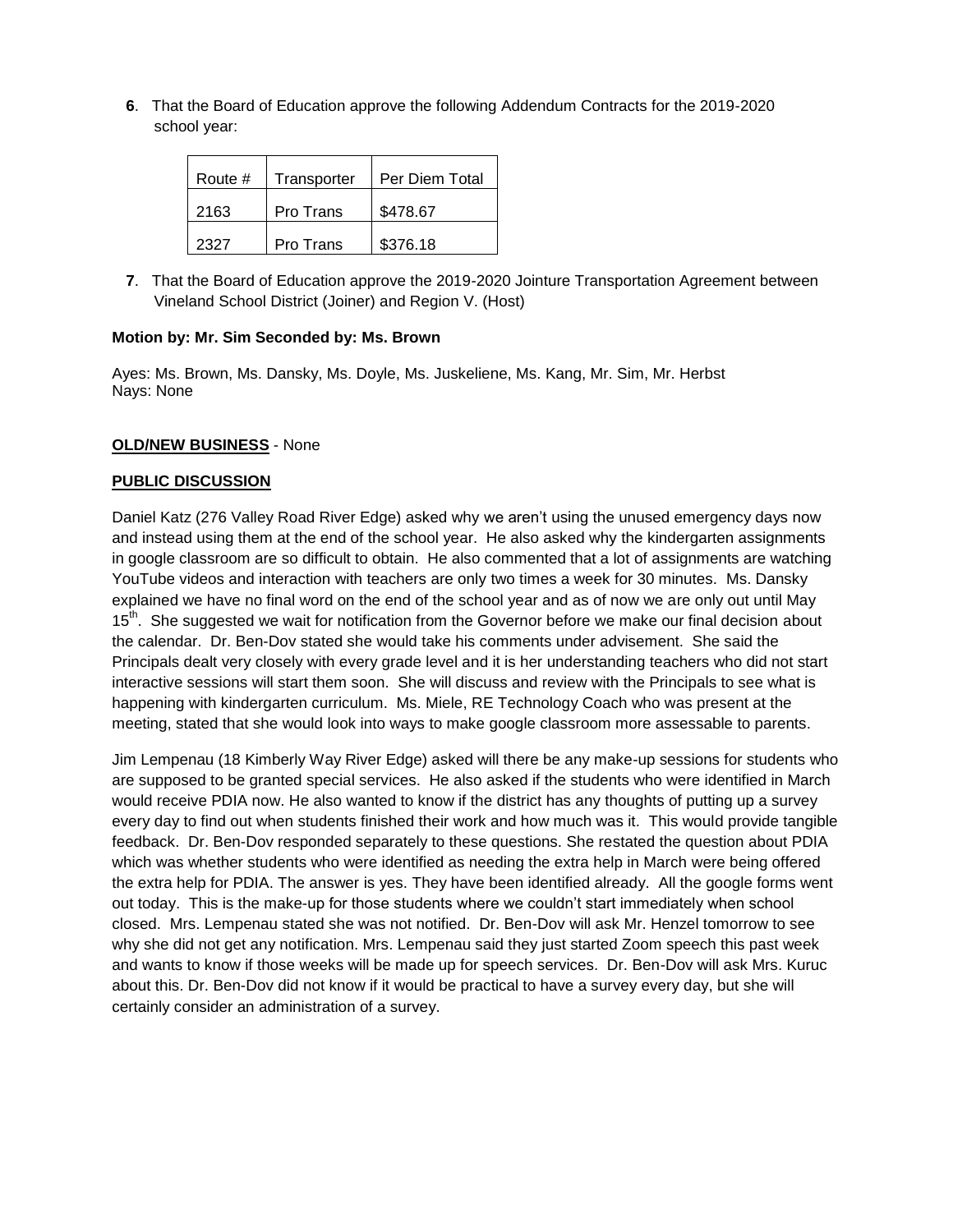**6**. That the Board of Education approve the following Addendum Contracts for the 2019-2020 school year:

| Route # | Transporter | Per Diem Total |
|---|---|---|
| 2163 | Pro Trans | $478.67 |
| 2327 | Pro Trans | $376.18 |

**7**. That the Board of Education approve the 2019-2020 Jointure Transportation Agreement between Vineland School District (Joiner) and Region V. (Host)

**Motion by: Mr. Sim Seconded by: Ms. Brown**

Ayes: Ms. Brown, Ms. Dansky, Ms. Doyle, Ms. Juskeliene, Ms. Kang, Mr. Sim, Mr. Herbst
Nays: None

**OLD/NEW BUSINESS** - None

**PUBLIC DISCUSSION**

Daniel Katz (276 Valley Road River Edge) asked why we aren't using the unused emergency days now and instead using them at the end of the school year. He also asked why the kindergarten assignments in google classroom are so difficult to obtain. He also commented that a lot of assignments are watching YouTube videos and interaction with teachers are only two times a week for 30 minutes. Ms. Dansky explained we have no final word on the end of the school year and as of now we are only out until May 15th. She suggested we wait for notification from the Governor before we make our final decision about the calendar. Dr. Ben-Dov stated she would take his comments under advisement. She said the Principals dealt very closely with every grade level and it is her understanding teachers who did not start interactive sessions will start them soon. She will discuss and review with the Principals to see what is happening with kindergarten curriculum. Ms. Miele, RE Technology Coach who was present at the meeting, stated that she would look into ways to make google classroom more assessable to parents.

Jim Lempenau (18 Kimberly Way River Edge) asked will there be any make-up sessions for students who are supposed to be granted special services. He also asked if the students who were identified in March would receive PDIA now. He also wanted to know if the district has any thoughts of putting up a survey every day to find out when students finished their work and how much was it. This would provide tangible feedback. Dr. Ben-Dov responded separately to these questions. She restated the question about PDIA which was whether students who were identified as needing the extra help in March were being offered the extra help for PDIA. The answer is yes. They have been identified already. All the google forms went out today. This is the make-up for those students where we couldn't start immediately when school closed. Mrs. Lempenau stated she was not notified. Dr. Ben-Dov will ask Mr. Henzel tomorrow to see why she did not get any notification. Mrs. Lempenau said they just started Zoom speech this past week and wants to know if those weeks will be made up for speech services. Dr. Ben-Dov will ask Mrs. Kuruc about this. Dr. Ben-Dov did not know if it would be practical to have a survey every day, but she will certainly consider an administration of a survey.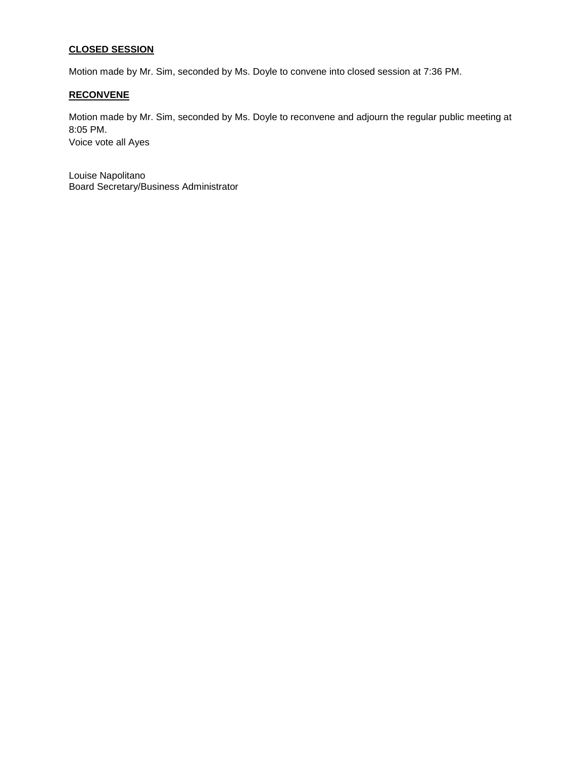**CLOSED SESSION**

Motion made by Mr. Sim, seconded by Ms. Doyle to convene into closed session at 7:36 PM.

**RECONVENE**

Motion made by Mr. Sim, seconded by Ms. Doyle to reconvene and adjourn the regular public meeting at 8:05 PM.
Voice vote all Ayes

Louise Napolitano
Board Secretary/Business Administrator